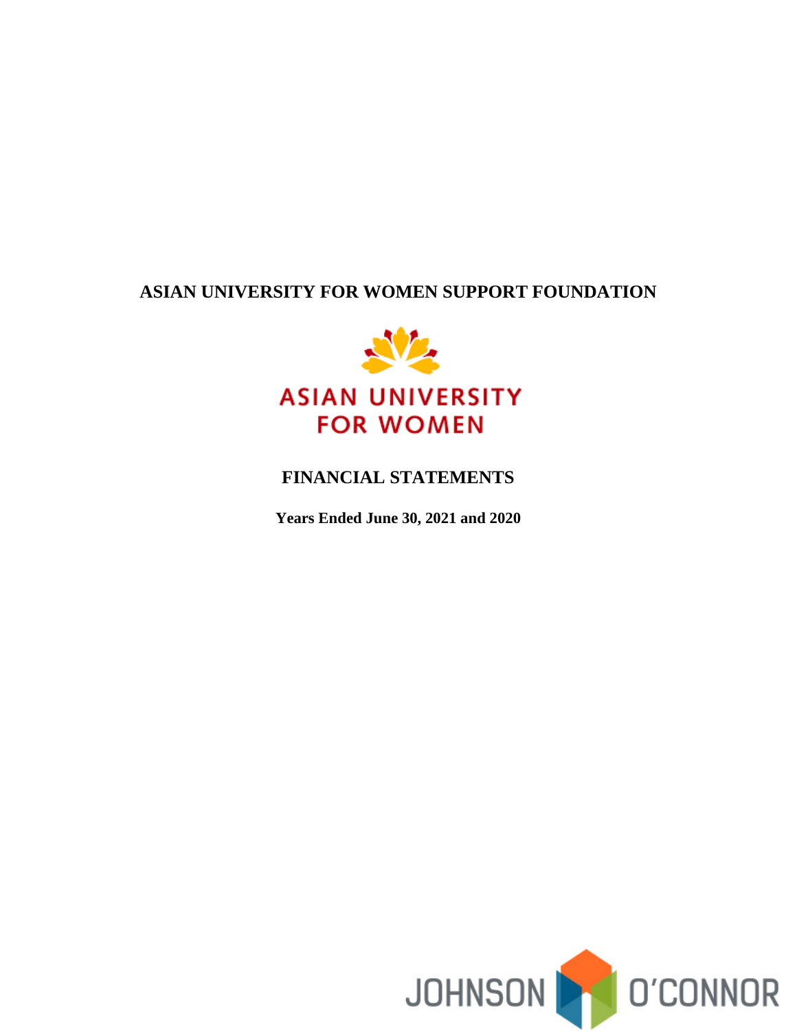# ASIAN UNIVERSITY FOR WOMEN SUPPORT FOUNDATION

ASIAN UNIVERSITY FOR WOMEN

## FINANCIAL STATEMENTS

**Years Ended June 30, 2021 and 2020**

JOHNSON O'CONNOR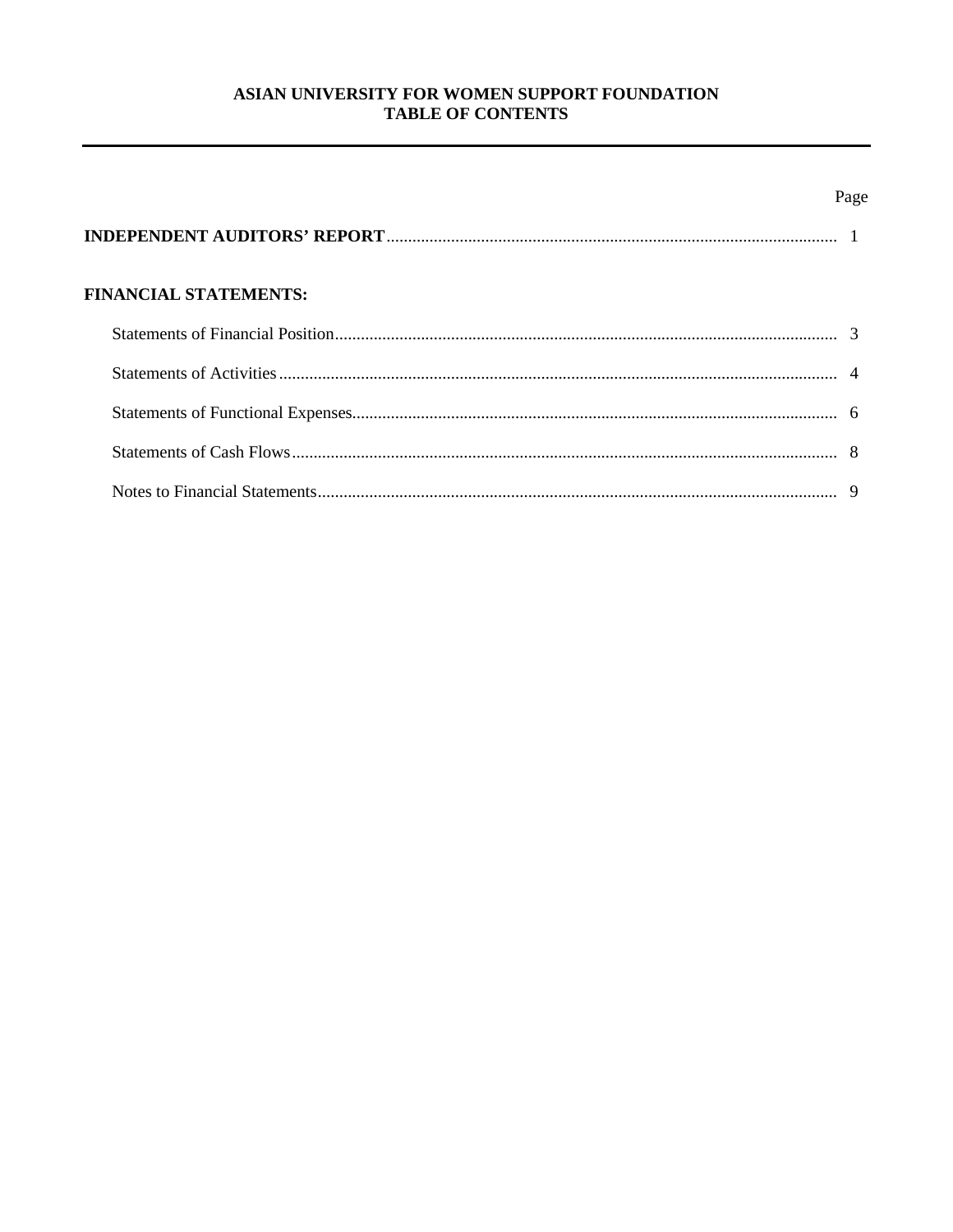# ASIAN UNIVERSITY FOR WOMEN SUPPORT FOUNDATION
## TABLE OF CONTENTS

| | Page |
|---|---|
| **INDEPENDENT AUDITORS' REPORT** | 1 |
| **FINANCIAL STATEMENTS:** | |
| Statements of Financial Position | 3 |
| Statements of Activities | 4 |
| Statements of Functional Expenses | 6 |
| Statements of Cash Flows | 8 |
| Notes to Financial Statements | 9 |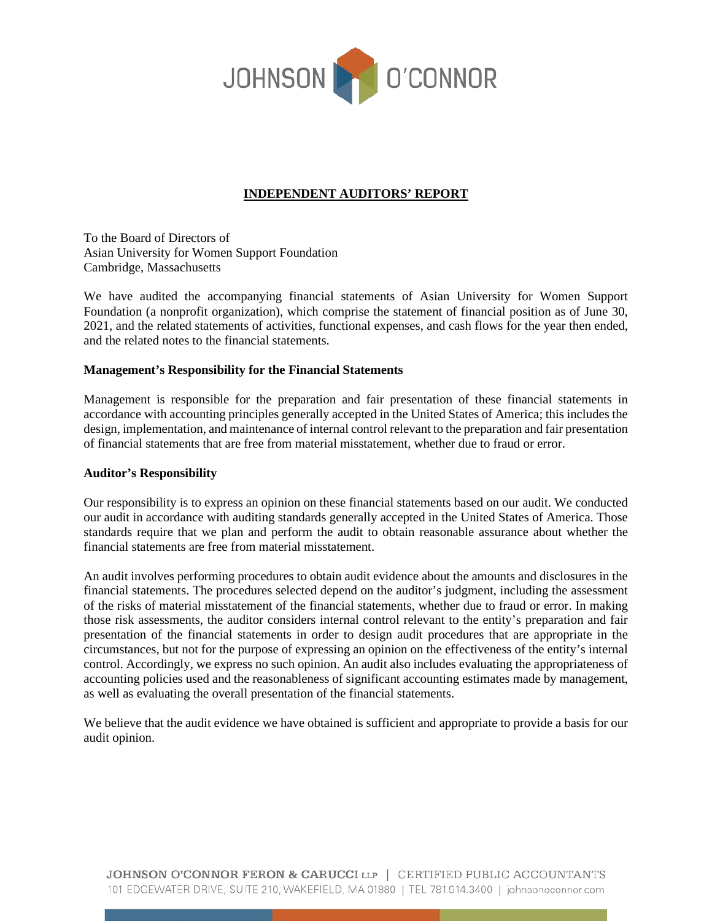# INDEPENDENT AUDITORS' REPORT

To the Board of Directors of
Asian University for Women Support Foundation
Cambridge, Massachusetts

We have audited the accompanying financial statements of Asian University for Women Support Foundation (a nonprofit organization), which comprise the statement of financial position as of June 30, 2021, and the related statements of activities, functional expenses, and cash flows for the year then ended, and the related notes to the financial statements.

**Management's Responsibility for the Financial Statements**

Management is responsible for the preparation and fair presentation of these financial statements in accordance with accounting principles generally accepted in the United States of America; this includes the design, implementation, and maintenance of internal control relevant to the preparation and fair presentation of financial statements that are free from material misstatement, whether due to fraud or error.

**Auditor's Responsibility**

Our responsibility is to express an opinion on these financial statements based on our audit. We conducted our audit in accordance with auditing standards generally accepted in the United States of America. Those standards require that we plan and perform the audit to obtain reasonable assurance about whether the financial statements are free from material misstatement.

An audit involves performing procedures to obtain audit evidence about the amounts and disclosures in the financial statements. The procedures selected depend on the auditor's judgment, including the assessment of the risks of material misstatement of the financial statements, whether due to fraud or error. In making those risk assessments, the auditor considers internal control relevant to the entity's preparation and fair presentation of the financial statements in order to design audit procedures that are appropriate in the circumstances, but not for the purpose of expressing an opinion on the effectiveness of the entity's internal control. Accordingly, we express no such opinion. An audit also includes evaluating the appropriateness of accounting policies used and the reasonableness of significant accounting estimates made by management, as well as evaluating the overall presentation of the financial statements.

We believe that the audit evidence we have obtained is sufficient and appropriate to provide a basis for our audit opinion.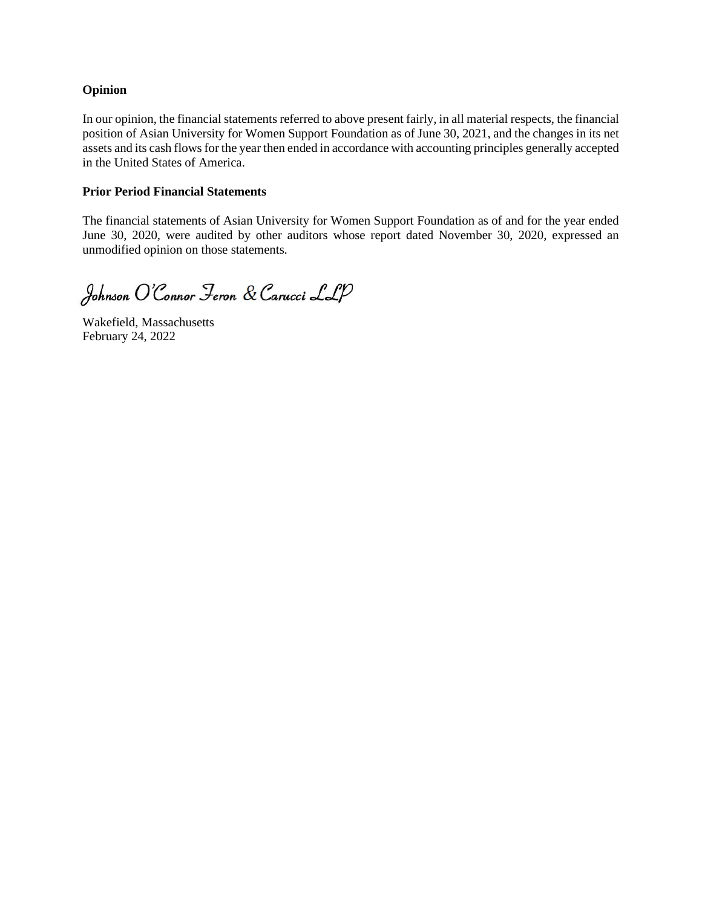**Opinion**

In our opinion, the financial statements referred to above present fairly, in all material respects, the financial position of Asian University for Women Support Foundation as of June 30, 2021, and the changes in its net assets and its cash flows for the year then ended in accordance with accounting principles generally accepted in the United States of America.

**Prior Period Financial Statements**

The financial statements of Asian University for Women Support Foundation as of and for the year ended June 30, 2020, were audited by other auditors whose report dated November 30, 2020, expressed an unmodified opinion on those statements.

*Johnson O'Connor Feron & Carucci LLP*

Wakefield, Massachusetts
February 24, 2022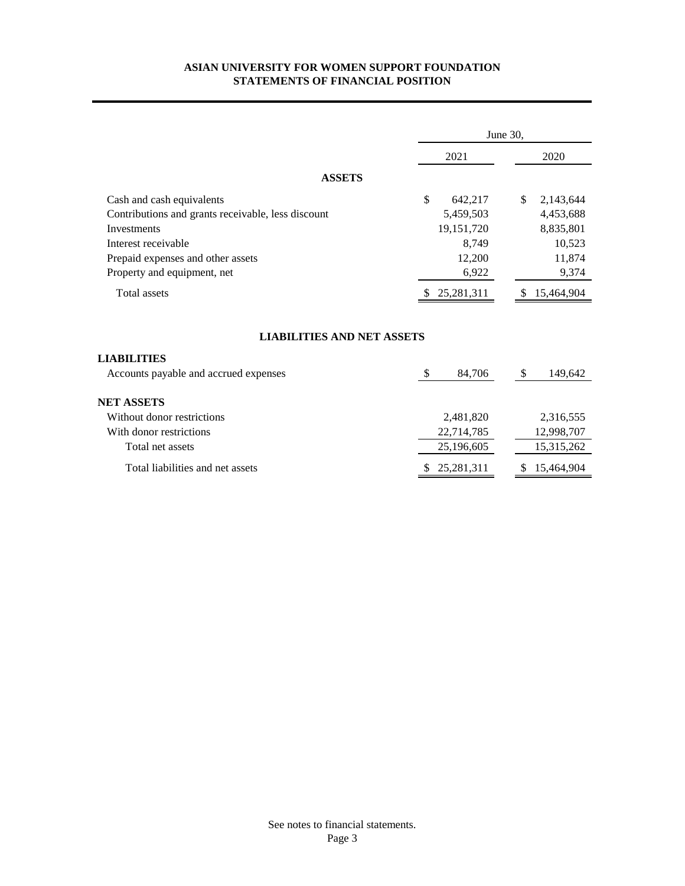# ASIAN UNIVERSITY FOR WOMEN SUPPORT FOUNDATION
## STATEMENTS OF FINANCIAL POSITION

| | June 30, | |
|---|---|---|
| | 2021 | 2020 |
| **ASSETS** | | |
| Cash and cash equivalents | $ 642,217 | $ 2,143,644 |
| Contributions and grants receivable, less discount | 5,459,503 | 4,453,688 |
| Investments | 19,151,720 | 8,835,801 |
| Interest receivable | 8,749 | 10,523 |
| Prepaid expenses and other assets | 12,200 | 11,874 |
| Property and equipment, net | 6,922 | 9,374 |
| Total assets | $ 25,281,311 | $ 15,464,904 |
| **LIABILITIES AND NET ASSETS** | | |
| **LIABILITIES** | | |
| Accounts payable and accrued expenses | $ 84,706 | $ 149,642 |
| **NET ASSETS** | | |
| Without donor restrictions | 2,481,820 | 2,316,555 |
| With donor restrictions | 22,714,785 | 12,998,707 |
| Total net assets | 25,196,605 | 15,315,262 |
| Total liabilities and net assets | $ 25,281,311 | $ 15,464,904 |

See notes to financial statements.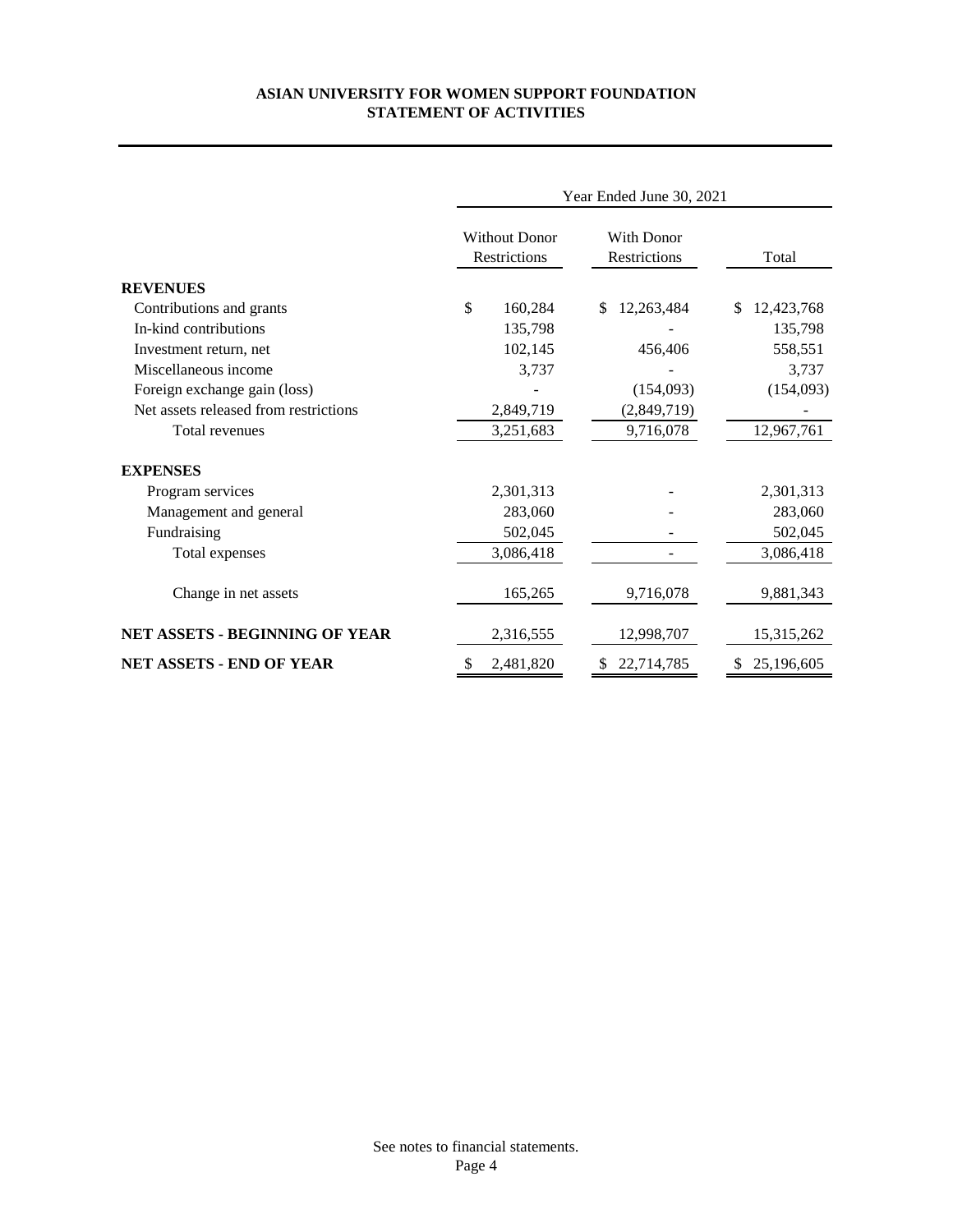**ASIAN UNIVERSITY FOR WOMEN SUPPORT FOUNDATION**
**STATEMENT OF ACTIVITIES**

| | Year Ended June 30, 2021 | | |
|---|---|---|---|
| | Without Donor Restrictions | With Donor Restrictions | Total |
| **REVENUES** | | | |
| Contributions and grants | $ 160,284 | $ 12,263,484 | $ 12,423,768 |
| In-kind contributions | 135,798 | - | 135,798 |
| Investment return, net | 102,145 | 456,406 | 558,551 |
| Miscellaneous income | 3,737 | - | 3,737 |
| Foreign exchange gain (loss) | - | (154,093) | (154,093) |
| Net assets released from restrictions | 2,849,719 | (2,849,719) | - |
| Total revenues | 3,251,683 | 9,716,078 | 12,967,761 |
| **EXPENSES** | | | |
| Program services | 2,301,313 | - | 2,301,313 |
| Management and general | 283,060 | - | 283,060 |
| Fundraising | 502,045 | - | 502,045 |
| Total expenses | 3,086,418 | - | 3,086,418 |
| Change in net assets | 165,265 | 9,716,078 | 9,881,343 |
| **NET ASSETS - BEGINNING OF YEAR** | 2,316,555 | 12,998,707 | 15,315,262 |
| **NET ASSETS - END OF YEAR** | $ 2,481,820 | $ 22,714,785 | $ 25,196,605 |

See notes to financial statements.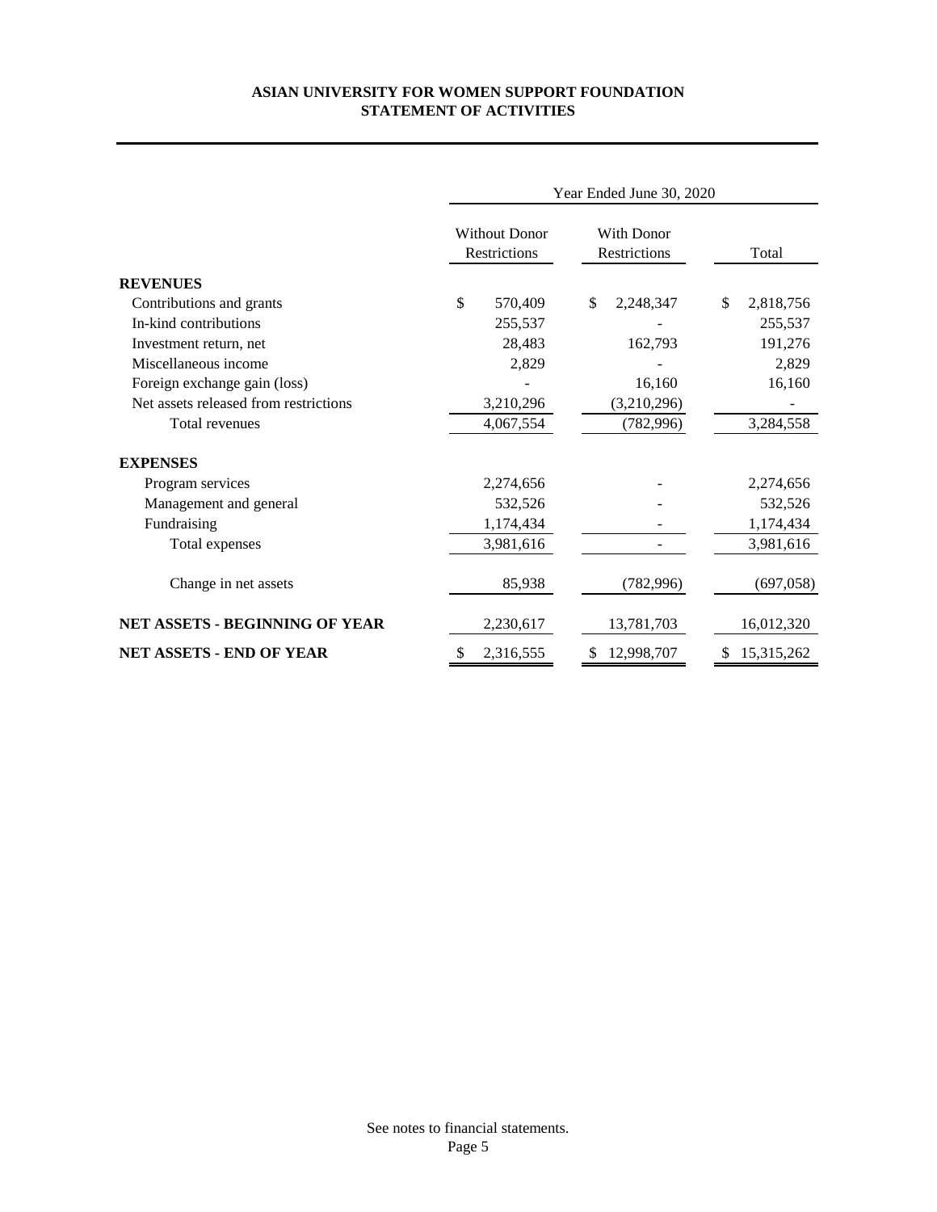# ASIAN UNIVERSITY FOR WOMEN SUPPORT FOUNDATION
## STATEMENT OF ACTIVITIES

| | Year Ended June 30, 2020 | | |
|---|---|---|---|
| | Without Donor Restrictions | With Donor Restrictions | Total |
| **REVENUES** | | | |
| Contributions and grants | $ 570,409 | $ 2,248,347 | $ 2,818,756 |
| In-kind contributions | 255,537 | - | 255,537 |
| Investment return, net | 28,483 | 162,793 | 191,276 |
| Miscellaneous income | 2,829 | - | 2,829 |
| Foreign exchange gain (loss) | - | 16,160 | 16,160 |
| Net assets released from restrictions | 3,210,296 | (3,210,296) | - |
| Total revenues | 4,067,554 | (782,996) | 3,284,558 |
| **EXPENSES** | | | |
| Program services | 2,274,656 | - | 2,274,656 |
| Management and general | 532,526 | - | 532,526 |
| Fundraising | 1,174,434 | - | 1,174,434 |
| Total expenses | 3,981,616 | - | 3,981,616 |
| Change in net assets | 85,938 | (782,996) | (697,058) |
| **NET ASSETS - BEGINNING OF YEAR** | 2,230,617 | 13,781,703 | 16,012,320 |
| **NET ASSETS - END OF YEAR** | $ 2,316,555 | $ 12,998,707 | $ 15,315,262 |

See notes to financial statements.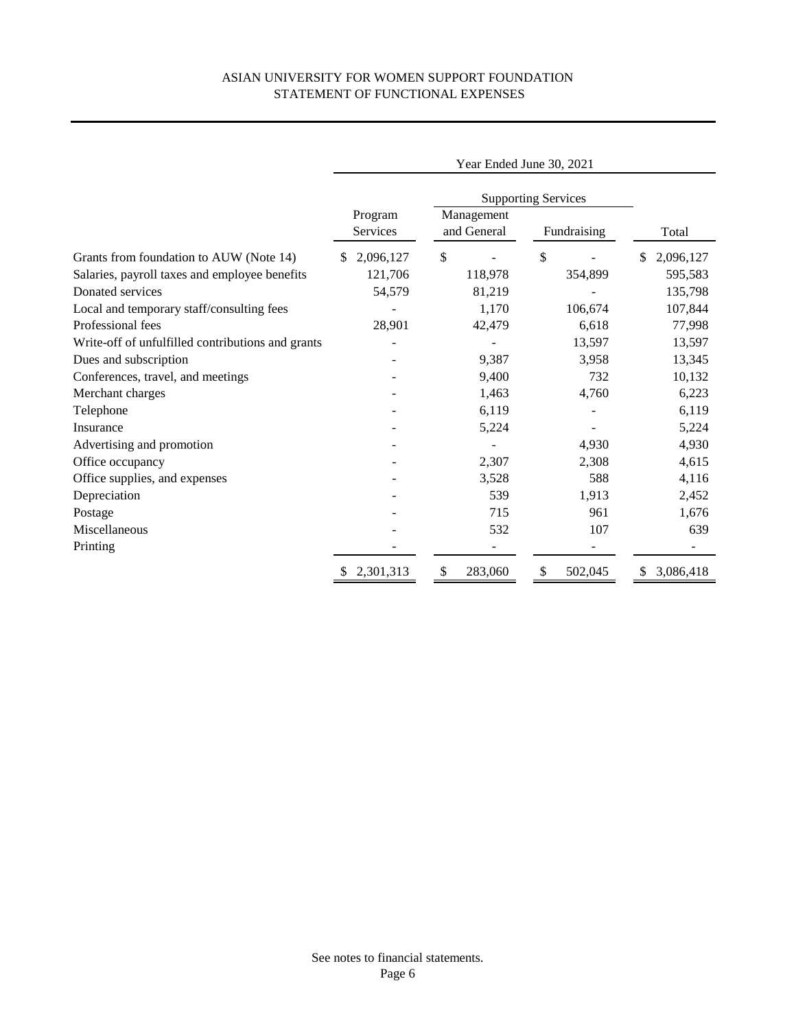# ASIAN UNIVERSITY FOR WOMEN SUPPORT FOUNDATION
## STATEMENT OF FUNCTIONAL EXPENSES

| | Year Ended June 30, 2021 | | | |
|---|---|---|---|---|
| | | Supporting Services | | |
| | Program Services | Management and General | Fundraising | Total |
| Grants from foundation to AUW (Note 14) | $ 2,096,127 | $ - | $ - | $ 2,096,127 |
| Salaries, payroll taxes and employee benefits | 121,706 | 118,978 | 354,899 | 595,583 |
| Donated services | 54,579 | 81,219 | - | 135,798 |
| Local and temporary staff/consulting fees | - | 1,170 | 106,674 | 107,844 |
| Professional fees | 28,901 | 42,479 | 6,618 | 77,998 |
| Write-off of unfulfilled contributions and grants | - | - | 13,597 | 13,597 |
| Dues and subscription | - | 9,387 | 3,958 | 13,345 |
| Conferences, travel, and meetings | - | 9,400 | 732 | 10,132 |
| Merchant charges | - | 1,463 | 4,760 | 6,223 |
| Telephone | - | 6,119 | - | 6,119 |
| Insurance | - | 5,224 | - | 5,224 |
| Advertising and promotion | - | - | 4,930 | 4,930 |
| Office occupancy | - | 2,307 | 2,308 | 4,615 |
| Office supplies, and expenses | - | 3,528 | 588 | 4,116 |
| Depreciation | - | 539 | 1,913 | 2,452 |
| Postage | - | 715 | 961 | 1,676 |
| Miscellaneous | - | 532 | 107 | 639 |
| Printing | - | - | - | - |
| | $ 2,301,313 | $ 283,060 | $ 502,045 | $ 3,086,418 |

See notes to financial statements.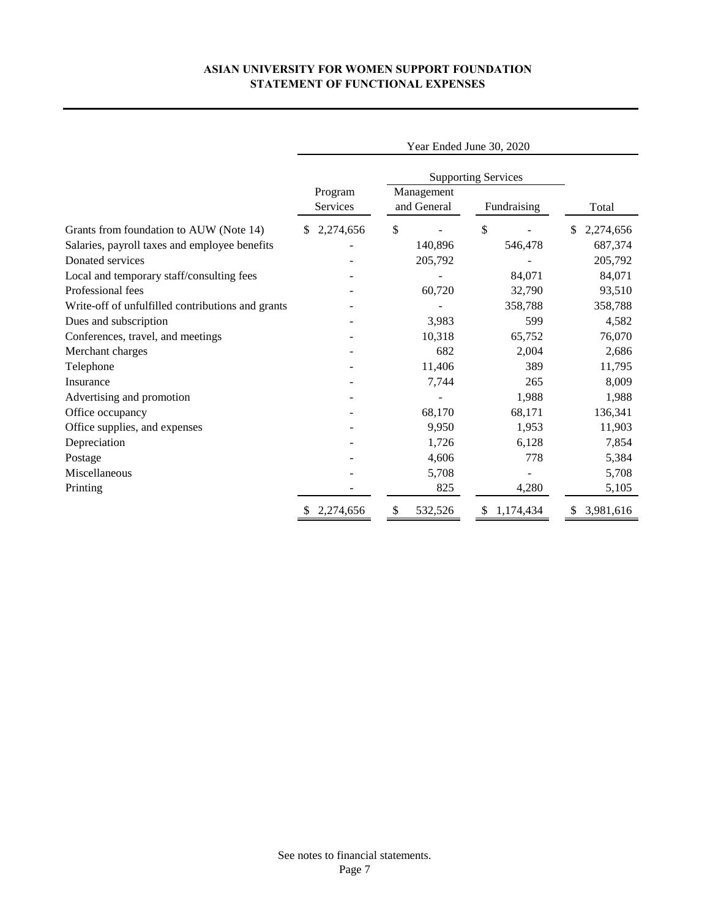# ASIAN UNIVERSITY FOR WOMEN SUPPORT FOUNDATION
## STATEMENT OF FUNCTIONAL EXPENSES

| | Year Ended June 30, 2020 | | | |
|---|---|---|---|---|
| | | Supporting Services | | |
| | Program Services | Management and General | Fundraising | Total |
| Grants from foundation to AUW (Note 14) | $ 2,274,656 | $ - | $ - | $ 2,274,656 |
| Salaries, payroll taxes and employee benefits | - | 140,896 | 546,478 | 687,374 |
| Donated services | - | 205,792 | - | 205,792 |
| Local and temporary staff/consulting fees | - | - | 84,071 | 84,071 |
| Professional fees | - | 60,720 | 32,790 | 93,510 |
| Write-off of unfulfilled contributions and grants | - | - | 358,788 | 358,788 |
| Dues and subscription | - | 3,983 | 599 | 4,582 |
| Conferences, travel, and meetings | - | 10,318 | 65,752 | 76,070 |
| Merchant charges | - | 682 | 2,004 | 2,686 |
| Telephone | - | 11,406 | 389 | 11,795 |
| Insurance | - | 7,744 | 265 | 8,009 |
| Advertising and promotion | - | - | 1,988 | 1,988 |
| Office occupancy | - | 68,170 | 68,171 | 136,341 |
| Office supplies, and expenses | - | 9,950 | 1,953 | 11,903 |
| Depreciation | - | 1,726 | 6,128 | 7,854 |
| Postage | - | 4,606 | 778 | 5,384 |
| Miscellaneous | - | 5,708 | - | 5,708 |
| Printing | - | 825 | 4,280 | 5,105 |
| | $ 2,274,656 | $ 532,526 | $ 1,174,434 | $ 3,981,616 |

See notes to financial statements.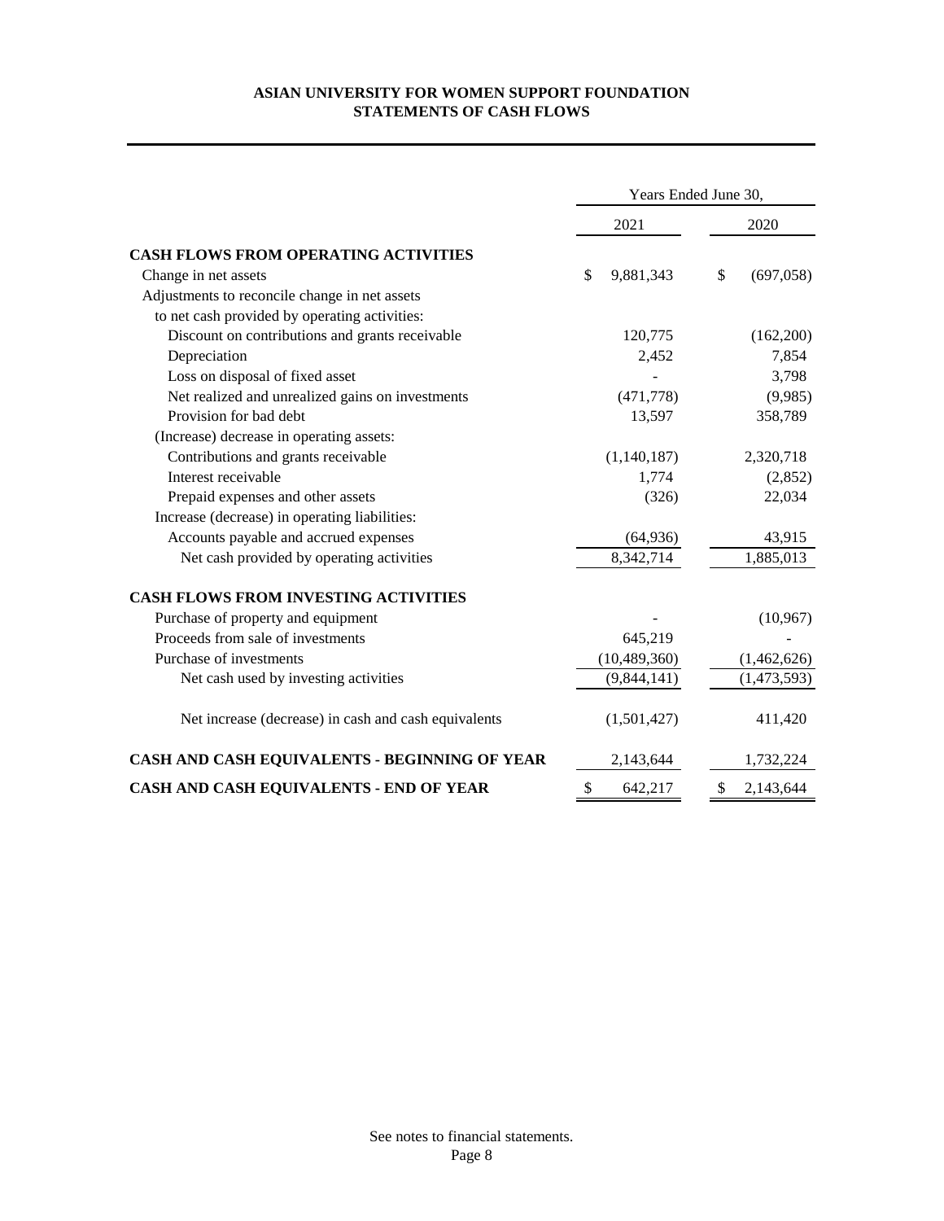# ASIAN UNIVERSITY FOR WOMEN SUPPORT FOUNDATION
## STATEMENTS OF CASH FLOWS

| | Years Ended June 30, | |
|---|---|---|
| | 2021 | 2020 |
| **CASH FLOWS FROM OPERATING ACTIVITIES** | | |
| Change in net assets | $ 9,881,343 | $ (697,058) |
| Adjustments to reconcile change in net assets to net cash provided by operating activities: | | |
| Discount on contributions and grants receivable | 120,775 | (162,200) |
| Depreciation | 2,452 | 7,854 |
| Loss on disposal of fixed asset | - | 3,798 |
| Net realized and unrealized gains on investments | (471,778) | (9,985) |
| Provision for bad debt | 13,597 | 358,789 |
| (Increase) decrease in operating assets: | | |
| Contributions and grants receivable | (1,140,187) | 2,320,718 |
| Interest receivable | 1,774 | (2,852) |
| Prepaid expenses and other assets | (326) | 22,034 |
| Increase (decrease) in operating liabilities: | | |
| Accounts payable and accrued expenses | (64,936) | 43,915 |
| Net cash provided by operating activities | 8,342,714 | 1,885,013 |
| **CASH FLOWS FROM INVESTING ACTIVITIES** | | |
| Purchase of property and equipment | - | (10,967) |
| Proceeds from sale of investments | 645,219 | - |
| Purchase of investments | (10,489,360) | (1,462,626) |
| Net cash used by investing activities | (9,844,141) | (1,473,593) |
| Net increase (decrease) in cash and cash equivalents | (1,501,427) | 411,420 |
| **CASH AND CASH EQUIVALENTS - BEGINNING OF YEAR** | 2,143,644 | 1,732,224 |
| **CASH AND CASH EQUIVALENTS - END OF YEAR** | $ 642,217 | $ 2,143,644 |

See notes to financial statements.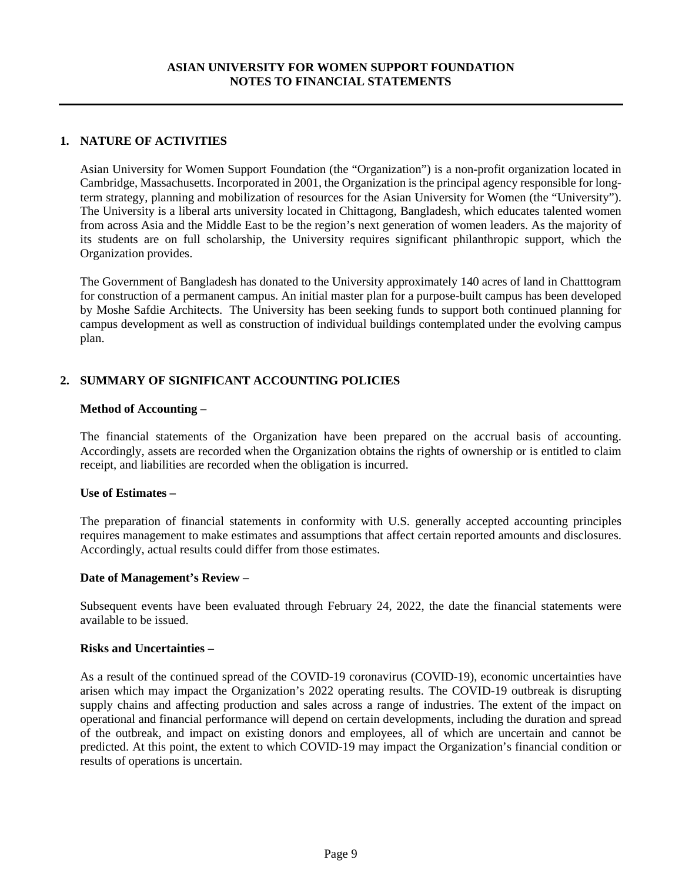# ASIAN UNIVERSITY FOR WOMEN SUPPORT FOUNDATION
# NOTES TO FINANCIAL STATEMENTS

## 1. NATURE OF ACTIVITIES

Asian University for Women Support Foundation (the "Organization") is a non-profit organization located in Cambridge, Massachusetts. Incorporated in 2001, the Organization is the principal agency responsible for long-term strategy, planning and mobilization of resources for the Asian University for Women (the "University"). The University is a liberal arts university located in Chittagong, Bangladesh, which educates talented women from across Asia and the Middle East to be the region's next generation of women leaders. As the majority of its students are on full scholarship, the University requires significant philanthropic support, which the Organization provides.

The Government of Bangladesh has donated to the University approximately 140 acres of land in Chatttogram for construction of a permanent campus. An initial master plan for a purpose-built campus has been developed by Moshe Safdie Architects. The University has been seeking funds to support both continued planning for campus development as well as construction of individual buildings contemplated under the evolving campus plan.

## 2. SUMMARY OF SIGNIFICANT ACCOUNTING POLICIES

**Method of Accounting –**

The financial statements of the Organization have been prepared on the accrual basis of accounting. Accordingly, assets are recorded when the Organization obtains the rights of ownership or is entitled to claim receipt, and liabilities are recorded when the obligation is incurred.

**Use of Estimates –**

The preparation of financial statements in conformity with U.S. generally accepted accounting principles requires management to make estimates and assumptions that affect certain reported amounts and disclosures. Accordingly, actual results could differ from those estimates.

**Date of Management's Review –**

Subsequent events have been evaluated through February 24, 2022, the date the financial statements were available to be issued.

**Risks and Uncertainties –**

As a result of the continued spread of the COVID-19 coronavirus (COVID-19), economic uncertainties have arisen which may impact the Organization's 2022 operating results. The COVID-19 outbreak is disrupting supply chains and affecting production and sales across a range of industries. The extent of the impact on operational and financial performance will depend on certain developments, including the duration and spread of the outbreak, and impact on existing donors and employees, all of which are uncertain and cannot be predicted. At this point, the extent to which COVID-19 may impact the Organization's financial condition or results of operations is uncertain.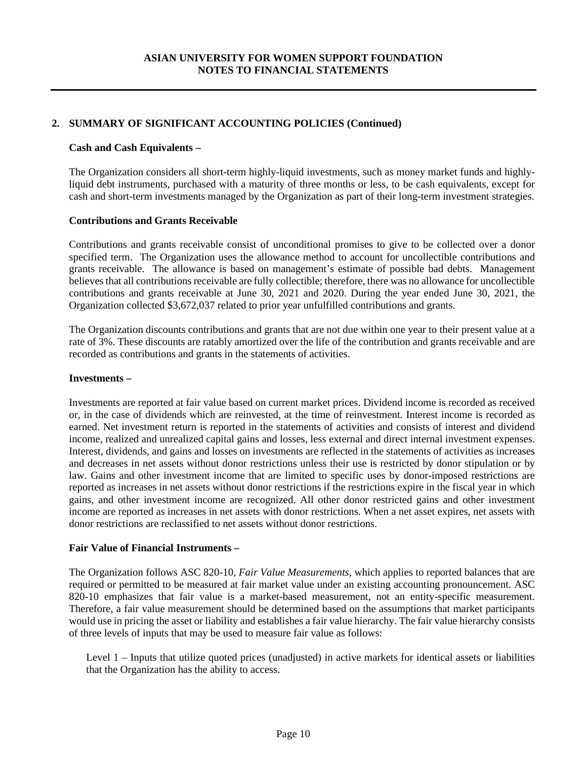## 2. SUMMARY OF SIGNIFICANT ACCOUNTING POLICIES (Continued)

**Cash and Cash Equivalents –**

The Organization considers all short-term highly-liquid investments, such as money market funds and highly-liquid debt instruments, purchased with a maturity of three months or less, to be cash equivalents, except for cash and short-term investments managed by the Organization as part of their long-term investment strategies.

**Contributions and Grants Receivable**

Contributions and grants receivable consist of unconditional promises to give to be collected over a donor specified term. The Organization uses the allowance method to account for uncollectible contributions and grants receivable. The allowance is based on management's estimate of possible bad debts. Management believes that all contributions receivable are fully collectible; therefore, there was no allowance for uncollectible contributions and grants receivable at June 30, 2021 and 2020. During the year ended June 30, 2021, the Organization collected $3,672,037 related to prior year unfulfilled contributions and grants.

The Organization discounts contributions and grants that are not due within one year to their present value at a rate of 3%. These discounts are ratably amortized over the life of the contribution and grants receivable and are recorded as contributions and grants in the statements of activities.

**Investments –**

Investments are reported at fair value based on current market prices. Dividend income is recorded as received or, in the case of dividends which are reinvested, at the time of reinvestment. Interest income is recorded as earned. Net investment return is reported in the statements of activities and consists of interest and dividend income, realized and unrealized capital gains and losses, less external and direct internal investment expenses. Interest, dividends, and gains and losses on investments are reflected in the statements of activities as increases and decreases in net assets without donor restrictions unless their use is restricted by donor stipulation or by law. Gains and other investment income that are limited to specific uses by donor-imposed restrictions are reported as increases in net assets without donor restrictions if the restrictions expire in the fiscal year in which gains, and other investment income are recognized. All other donor restricted gains and other investment income are reported as increases in net assets with donor restrictions. When a net asset expires, net assets with donor restrictions are reclassified to net assets without donor restrictions.

**Fair Value of Financial Instruments –**

The Organization follows ASC 820-10, *Fair Value Measurements*, which applies to reported balances that are required or permitted to be measured at fair market value under an existing accounting pronouncement. ASC 820-10 emphasizes that fair value is a market-based measurement, not an entity-specific measurement. Therefore, a fair value measurement should be determined based on the assumptions that market participants would use in pricing the asset or liability and establishes a fair value hierarchy. The fair value hierarchy consists of three levels of inputs that may be used to measure fair value as follows:

Level 1 – Inputs that utilize quoted prices (unadjusted) in active markets for identical assets or liabilities that the Organization has the ability to access.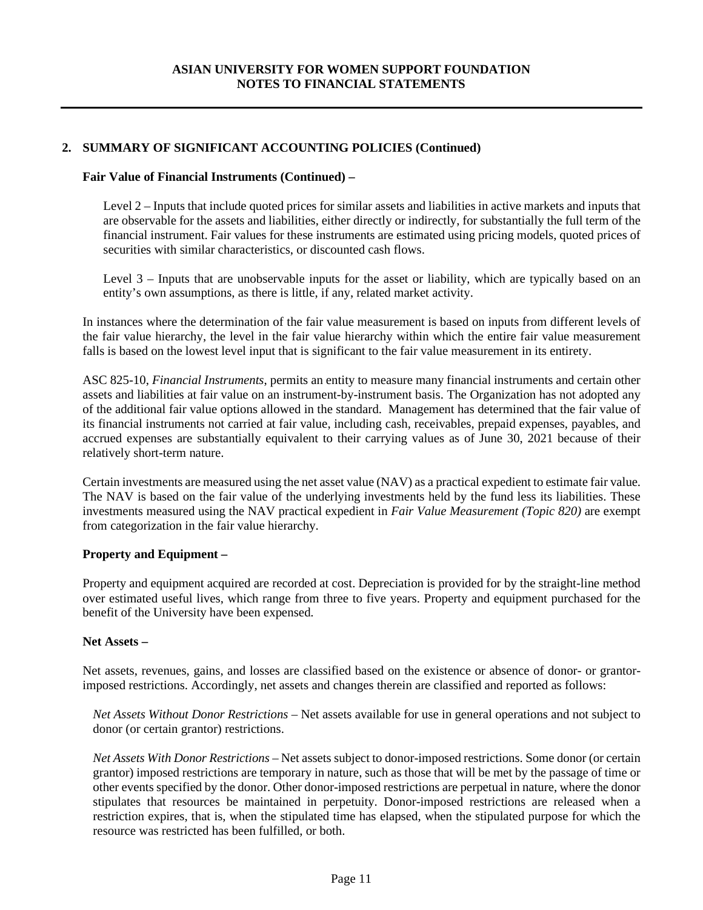## 2. SUMMARY OF SIGNIFICANT ACCOUNTING POLICIES (Continued)

### Fair Value of Financial Instruments (Continued) –

Level 2 – Inputs that include quoted prices for similar assets and liabilities in active markets and inputs that are observable for the assets and liabilities, either directly or indirectly, for substantially the full term of the financial instrument. Fair values for these instruments are estimated using pricing models, quoted prices of securities with similar characteristics, or discounted cash flows.

Level 3 – Inputs that are unobservable inputs for the asset or liability, which are typically based on an entity's own assumptions, as there is little, if any, related market activity.

In instances where the determination of the fair value measurement is based on inputs from different levels of the fair value hierarchy, the level in the fair value hierarchy within which the entire fair value measurement falls is based on the lowest level input that is significant to the fair value measurement in its entirety.

ASC 825-10, *Financial Instruments*, permits an entity to measure many financial instruments and certain other assets and liabilities at fair value on an instrument-by-instrument basis. The Organization has not adopted any of the additional fair value options allowed in the standard. Management has determined that the fair value of its financial instruments not carried at fair value, including cash, receivables, prepaid expenses, payables, and accrued expenses are substantially equivalent to their carrying values as of June 30, 2021 because of their relatively short-term nature.

Certain investments are measured using the net asset value (NAV) as a practical expedient to estimate fair value. The NAV is based on the fair value of the underlying investments held by the fund less its liabilities. These investments measured using the NAV practical expedient in *Fair Value Measurement (Topic 820)* are exempt from categorization in the fair value hierarchy.

### Property and Equipment –

Property and equipment acquired are recorded at cost. Depreciation is provided for by the straight-line method over estimated useful lives, which range from three to five years. Property and equipment purchased for the benefit of the University have been expensed.

### Net Assets –

Net assets, revenues, gains, and losses are classified based on the existence or absence of donor- or grantor-imposed restrictions. Accordingly, net assets and changes therein are classified and reported as follows:

*Net Assets Without Donor Restrictions* – Net assets available for use in general operations and not subject to donor (or certain grantor) restrictions.

*Net Assets With Donor Restrictions* – Net assets subject to donor-imposed restrictions. Some donor (or certain grantor) imposed restrictions are temporary in nature, such as those that will be met by the passage of time or other events specified by the donor. Other donor-imposed restrictions are perpetual in nature, where the donor stipulates that resources be maintained in perpetuity. Donor-imposed restrictions are released when a restriction expires, that is, when the stipulated time has elapsed, when the stipulated purpose for which the resource was restricted has been fulfilled, or both.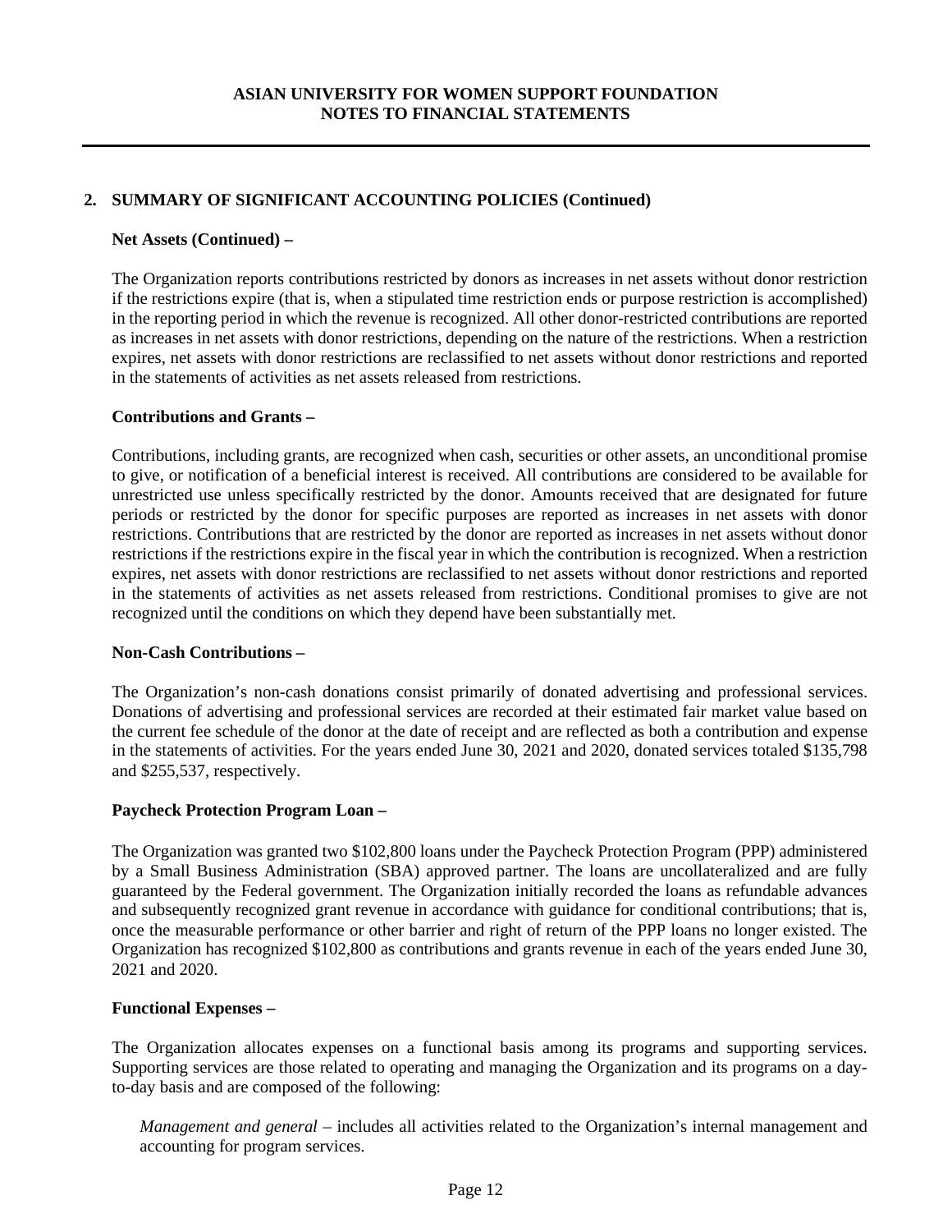**ASIAN UNIVERSITY FOR WOMEN SUPPORT FOUNDATION**
**NOTES TO FINANCIAL STATEMENTS**

## 2. SUMMARY OF SIGNIFICANT ACCOUNTING POLICIES (Continued)

### Net Assets (Continued) –

The Organization reports contributions restricted by donors as increases in net assets without donor restriction if the restrictions expire (that is, when a stipulated time restriction ends or purpose restriction is accomplished) in the reporting period in which the revenue is recognized. All other donor-restricted contributions are reported as increases in net assets with donor restrictions, depending on the nature of the restrictions. When a restriction expires, net assets with donor restrictions are reclassified to net assets without donor restrictions and reported in the statements of activities as net assets released from restrictions.

### Contributions and Grants –

Contributions, including grants, are recognized when cash, securities or other assets, an unconditional promise to give, or notification of a beneficial interest is received. All contributions are considered to be available for unrestricted use unless specifically restricted by the donor. Amounts received that are designated for future periods or restricted by the donor for specific purposes are reported as increases in net assets with donor restrictions. Contributions that are restricted by the donor are reported as increases in net assets without donor restrictions if the restrictions expire in the fiscal year in which the contribution is recognized. When a restriction expires, net assets with donor restrictions are reclassified to net assets without donor restrictions and reported in the statements of activities as net assets released from restrictions. Conditional promises to give are not recognized until the conditions on which they depend have been substantially met.

### Non-Cash Contributions –

The Organization's non-cash donations consist primarily of donated advertising and professional services. Donations of advertising and professional services are recorded at their estimated fair market value based on the current fee schedule of the donor at the date of receipt and are reflected as both a contribution and expense in the statements of activities. For the years ended June 30, 2021 and 2020, donated services totaled $135,798 and $255,537, respectively.

### Paycheck Protection Program Loan –

The Organization was granted two $102,800 loans under the Paycheck Protection Program (PPP) administered by a Small Business Administration (SBA) approved partner. The loans are uncollateralized and are fully guaranteed by the Federal government. The Organization initially recorded the loans as refundable advances and subsequently recognized grant revenue in accordance with guidance for conditional contributions; that is, once the measurable performance or other barrier and right of return of the PPP loans no longer existed. The Organization has recognized $102,800 as contributions and grants revenue in each of the years ended June 30, 2021 and 2020.

### Functional Expenses –

The Organization allocates expenses on a functional basis among its programs and supporting services. Supporting services are those related to operating and managing the Organization and its programs on a day-to-day basis and are composed of the following:

*Management and general* – includes all activities related to the Organization's internal management and accounting for program services.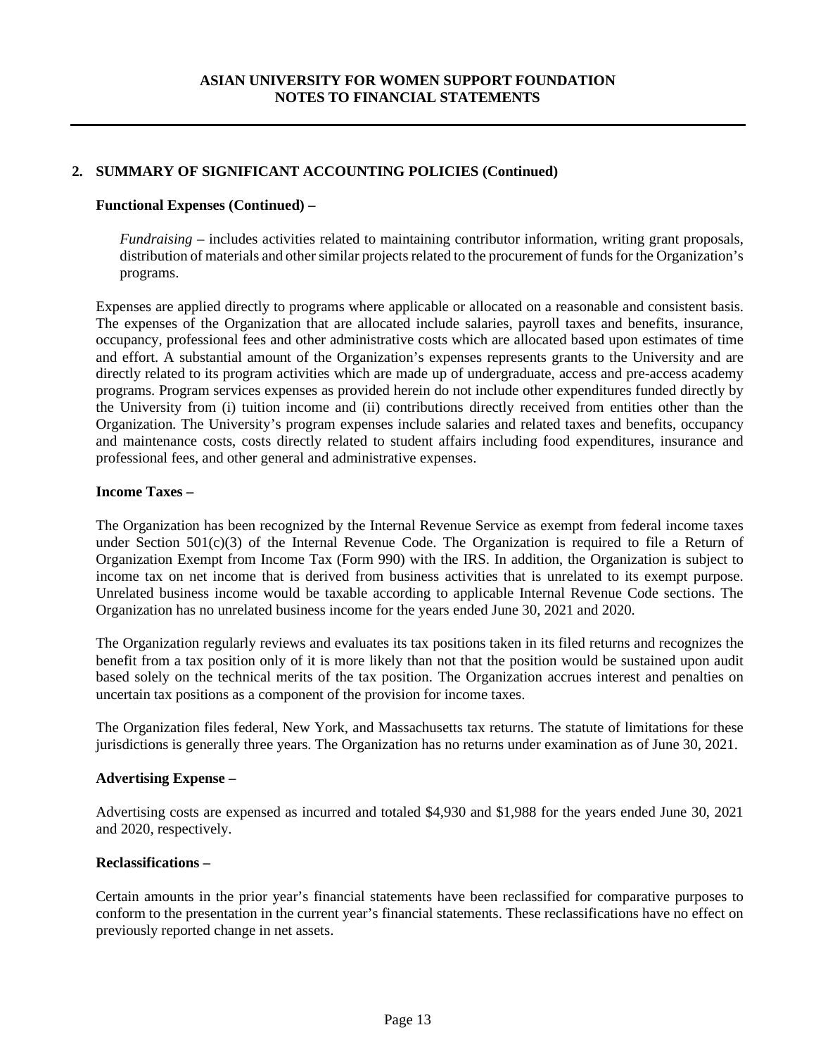## 2. SUMMARY OF SIGNIFICANT ACCOUNTING POLICIES (Continued)

**Functional Expenses (Continued) –**

*Fundraising* – includes activities related to maintaining contributor information, writing grant proposals, distribution of materials and other similar projects related to the procurement of funds for the Organization's programs.

Expenses are applied directly to programs where applicable or allocated on a reasonable and consistent basis. The expenses of the Organization that are allocated include salaries, payroll taxes and benefits, insurance, occupancy, professional fees and other administrative costs which are allocated based upon estimates of time and effort. A substantial amount of the Organization's expenses represents grants to the University and are directly related to its program activities which are made up of undergraduate, access and pre-access academy programs. Program services expenses as provided herein do not include other expenditures funded directly by the University from (i) tuition income and (ii) contributions directly received from entities other than the Organization. The University's program expenses include salaries and related taxes and benefits, occupancy and maintenance costs, costs directly related to student affairs including food expenditures, insurance and professional fees, and other general and administrative expenses.

**Income Taxes –**

The Organization has been recognized by the Internal Revenue Service as exempt from federal income taxes under Section 501(c)(3) of the Internal Revenue Code. The Organization is required to file a Return of Organization Exempt from Income Tax (Form 990) with the IRS. In addition, the Organization is subject to income tax on net income that is derived from business activities that is unrelated to its exempt purpose. Unrelated business income would be taxable according to applicable Internal Revenue Code sections. The Organization has no unrelated business income for the years ended June 30, 2021 and 2020.

The Organization regularly reviews and evaluates its tax positions taken in its filed returns and recognizes the benefit from a tax position only of it is more likely than not that the position would be sustained upon audit based solely on the technical merits of the tax position. The Organization accrues interest and penalties on uncertain tax positions as a component of the provision for income taxes.

The Organization files federal, New York, and Massachusetts tax returns. The statute of limitations for these jurisdictions is generally three years. The Organization has no returns under examination as of June 30, 2021.

**Advertising Expense –**

Advertising costs are expensed as incurred and totaled $4,930 and $1,988 for the years ended June 30, 2021 and 2020, respectively.

**Reclassifications –**

Certain amounts in the prior year's financial statements have been reclassified for comparative purposes to conform to the presentation in the current year's financial statements. These reclassifications have no effect on previously reported change in net assets.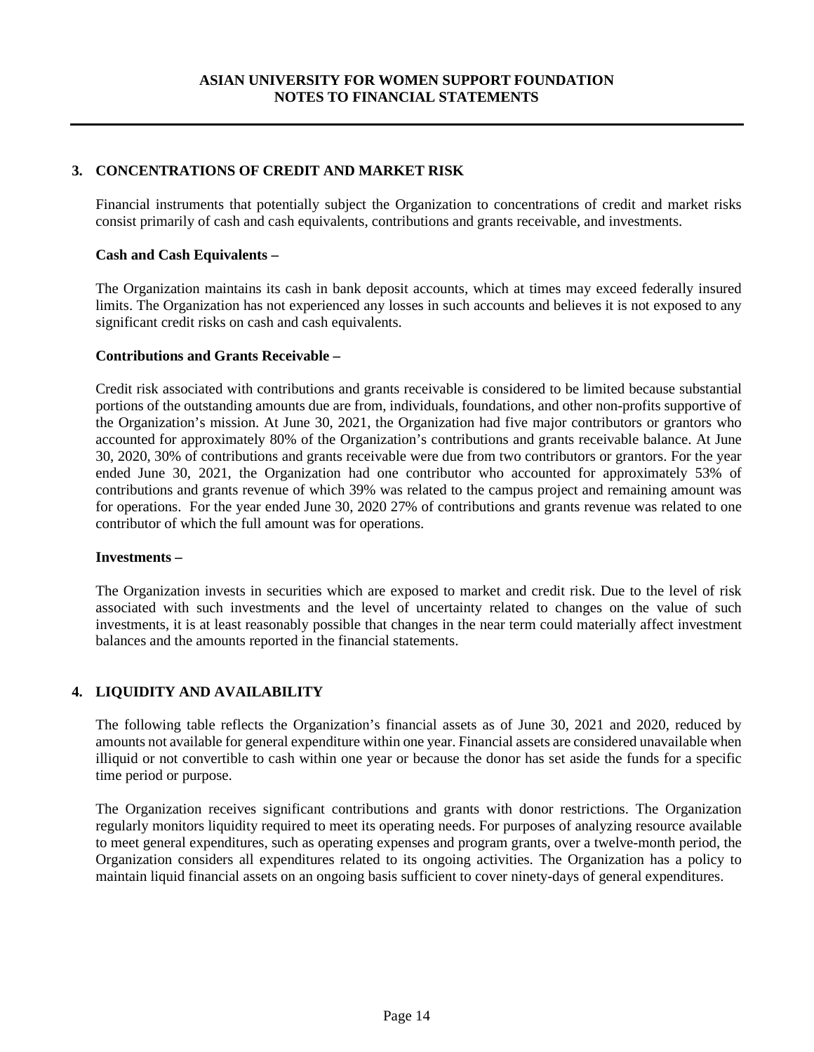## 3. CONCENTRATIONS OF CREDIT AND MARKET RISK

Financial instruments that potentially subject the Organization to concentrations of credit and market risks consist primarily of cash and cash equivalents, contributions and grants receivable, and investments.

**Cash and Cash Equivalents –**

The Organization maintains its cash in bank deposit accounts, which at times may exceed federally insured limits. The Organization has not experienced any losses in such accounts and believes it is not exposed to any significant credit risks on cash and cash equivalents.

**Contributions and Grants Receivable –**

Credit risk associated with contributions and grants receivable is considered to be limited because substantial portions of the outstanding amounts due are from, individuals, foundations, and other non-profits supportive of the Organization's mission. At June 30, 2021, the Organization had five major contributors or grantors who accounted for approximately 80% of the Organization's contributions and grants receivable balance. At June 30, 2020, 30% of contributions and grants receivable were due from two contributors or grantors. For the year ended June 30, 2021, the Organization had one contributor who accounted for approximately 53% of contributions and grants revenue of which 39% was related to the campus project and remaining amount was for operations. For the year ended June 30, 2020 27% of contributions and grants revenue was related to one contributor of which the full amount was for operations.

**Investments –**

The Organization invests in securities which are exposed to market and credit risk. Due to the level of risk associated with such investments and the level of uncertainty related to changes on the value of such investments, it is at least reasonably possible that changes in the near term could materially affect investment balances and the amounts reported in the financial statements.

## 4. LIQUIDITY AND AVAILABILITY

The following table reflects the Organization's financial assets as of June 30, 2021 and 2020, reduced by amounts not available for general expenditure within one year. Financial assets are considered unavailable when illiquid or not convertible to cash within one year or because the donor has set aside the funds for a specific time period or purpose.

The Organization receives significant contributions and grants with donor restrictions. The Organization regularly monitors liquidity required to meet its operating needs. For purposes of analyzing resource available to meet general expenditures, such as operating expenses and program grants, over a twelve-month period, the Organization considers all expenditures related to its ongoing activities. The Organization has a policy to maintain liquid financial assets on an ongoing basis sufficient to cover ninety-days of general expenditures.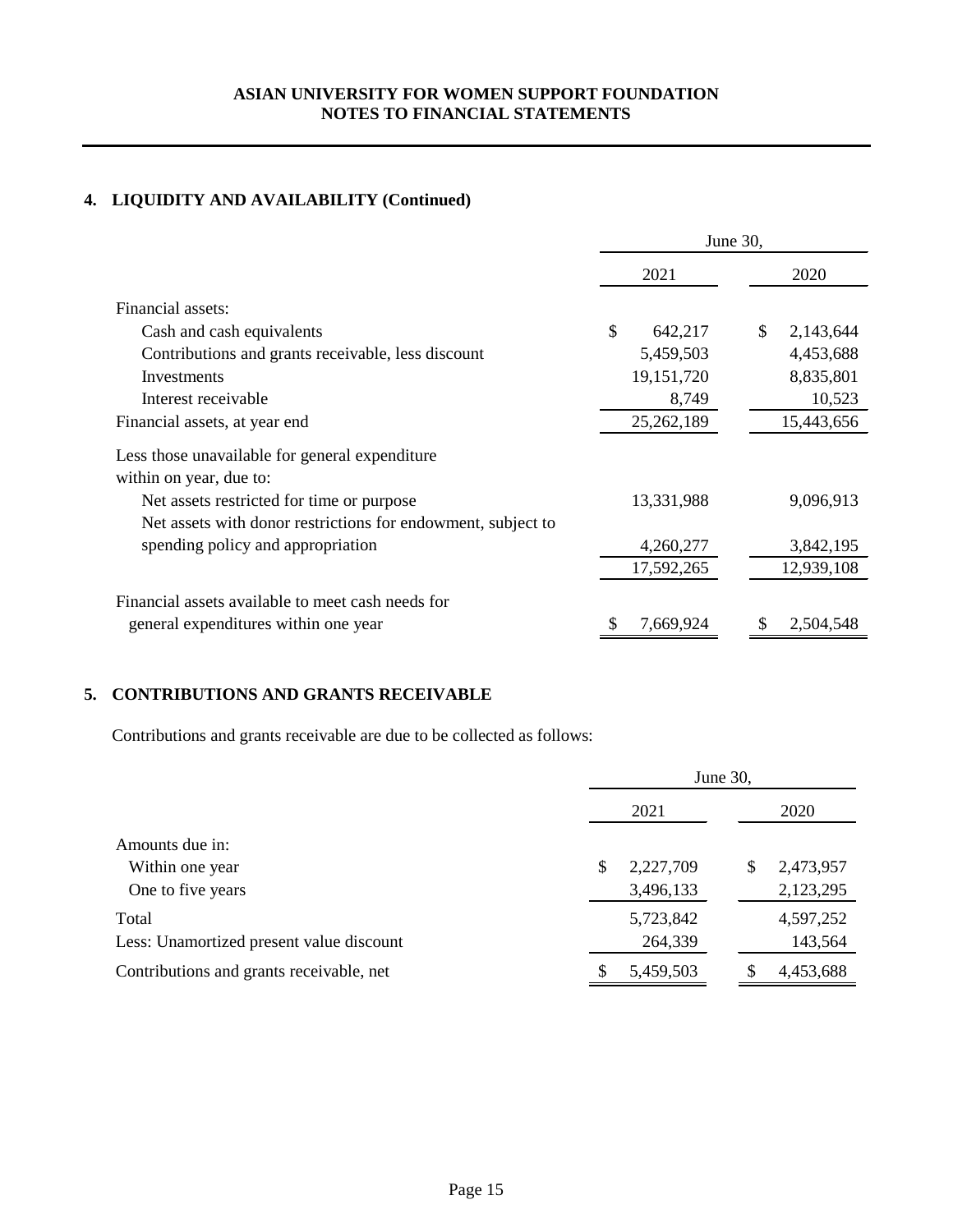## 4. LIQUIDITY AND AVAILABILITY (Continued)

| | June 30, | |
|---|---|---|
| | 2021 | 2020 |
| Financial assets: | | |
| Cash and cash equivalents | $ 642,217 | $ 2,143,644 |
| Contributions and grants receivable, less discount | 5,459,503 | 4,453,688 |
| Investments | 19,151,720 | 8,835,801 |
| Interest receivable | 8,749 | 10,523 |
| Financial assets, at year end | 25,262,189 | 15,443,656 |
| Less those unavailable for general expenditure within on year, due to: | | |
| Net assets restricted for time or purpose | 13,331,988 | 9,096,913 |
| Net assets with donor restrictions for endowment, subject to spending policy and appropriation | 4,260,277 | 3,842,195 |
| | 17,592,265 | 12,939,108 |
| Financial assets available to meet cash needs for general expenditures within one year | $ 7,669,924 | $ 2,504,548 |

## 5. CONTRIBUTIONS AND GRANTS RECEIVABLE

Contributions and grants receivable are due to be collected as follows:

| | June 30, | |
|---|---|---|
| | 2021 | 2020 |
| Amounts due in: | | |
| Within one year | $ 2,227,709 | $ 2,473,957 |
| One to five years | 3,496,133 | 2,123,295 |
| Total | 5,723,842 | 4,597,252 |
| Less: Unamortized present value discount | 264,339 | 143,564 |
| Contributions and grants receivable, net | $ 5,459,503 | $ 4,453,688 |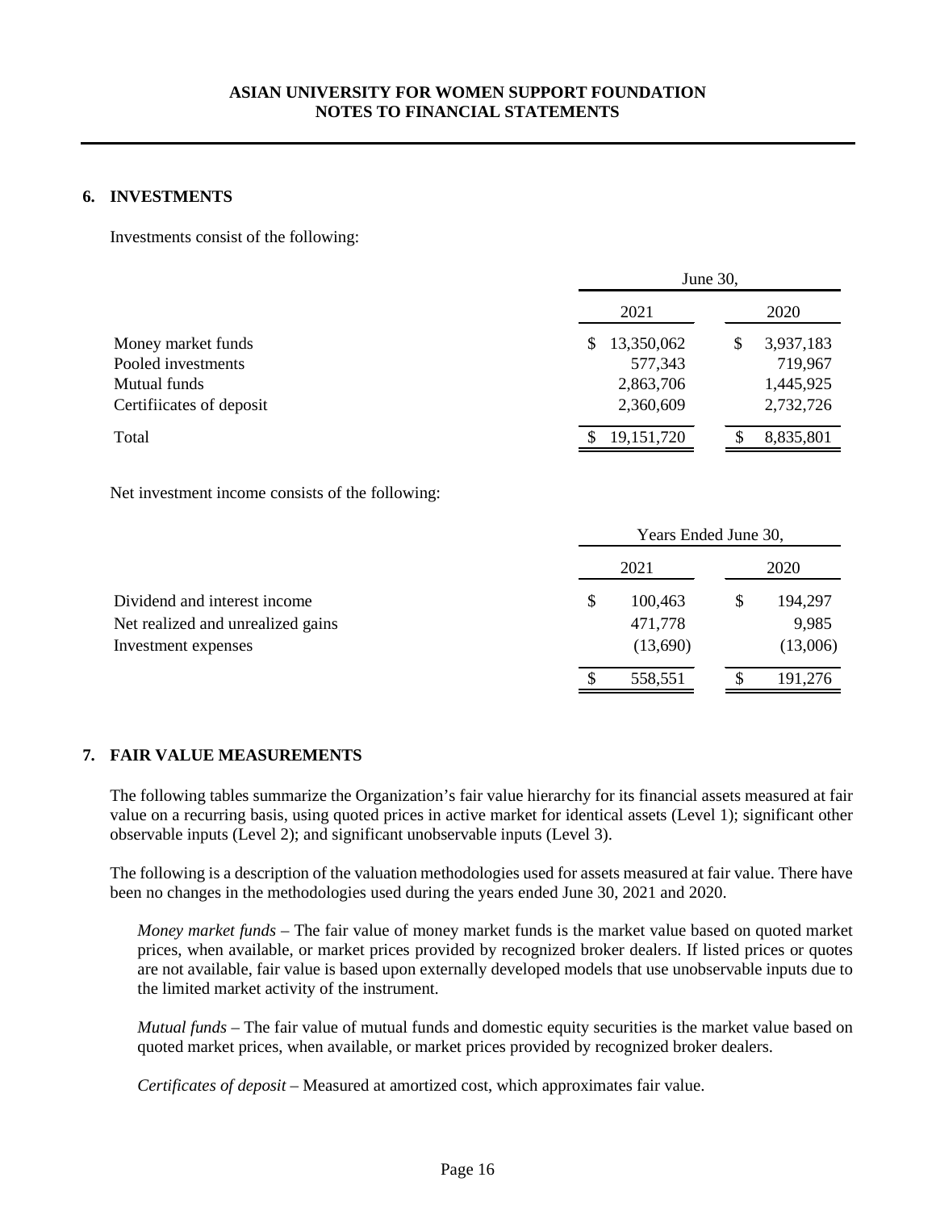## 6. INVESTMENTS

Investments consist of the following:

| | June 30, 2021 | June 30, 2020 |
|---|---|---|
| Money market funds | $ 13,350,062 | $ 3,937,183 |
| Pooled investments | 577,343 | 719,967 |
| Mutual funds | 2,863,706 | 1,445,925 |
| Certifiicates of deposit | 2,360,609 | 2,732,726 |
| Total | $ 19,151,720 | $ 8,835,801 |

Net investment income consists of the following:

| | Years Ended June 30, 2021 | Years Ended June 30, 2020 |
|---|---|---|
| Dividend and interest income | $ 100,463 | $ 194,297 |
| Net realized and unrealized gains | 471,778 | 9,985 |
| Investment expenses | (13,690) | (13,006) |
| | $ 558,551 | $ 191,276 |

## 7. FAIR VALUE MEASUREMENTS

The following tables summarize the Organization's fair value hierarchy for its financial assets measured at fair value on a recurring basis, using quoted prices in active market for identical assets (Level 1); significant other observable inputs (Level 2); and significant unobservable inputs (Level 3).

The following is a description of the valuation methodologies used for assets measured at fair value. There have been no changes in the methodologies used during the years ended June 30, 2021 and 2020.

*Money market funds* – The fair value of money market funds is the market value based on quoted market prices, when available, or market prices provided by recognized broker dealers. If listed prices or quotes are not available, fair value is based upon externally developed models that use unobservable inputs due to the limited market activity of the instrument.

*Mutual funds* – The fair value of mutual funds and domestic equity securities is the market value based on quoted market prices, when available, or market prices provided by recognized broker dealers.

*Certificates of deposit* – Measured at amortized cost, which approximates fair value.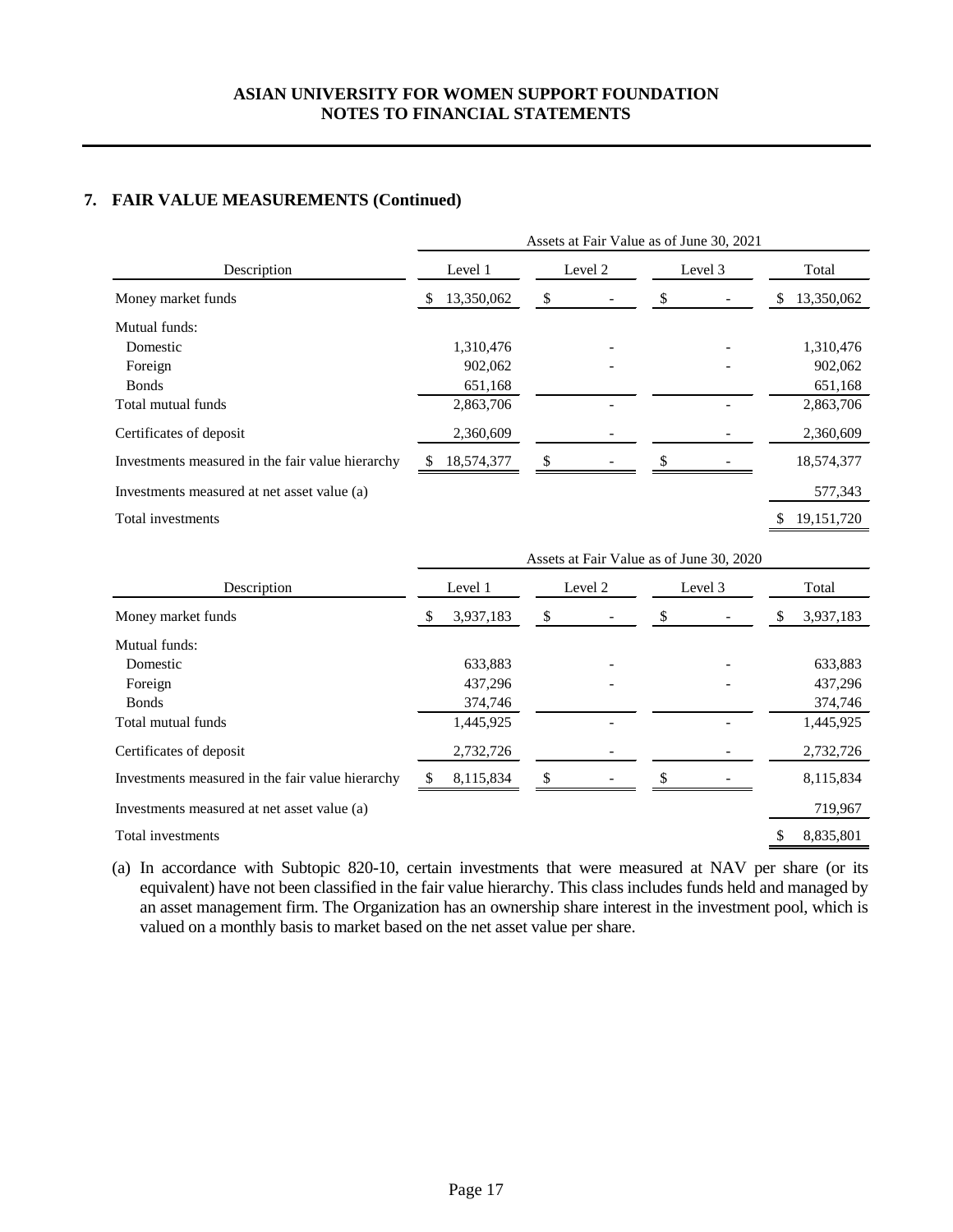## 7. FAIR VALUE MEASUREMENTS (Continued)

| Description | Assets at Fair Value as of June 30, 2021 | | | |
|---|---|---|---|---|
| | Level 1 | Level 2 | Level 3 | Total |
| Money market funds | $ 13,350,062 | $ - | $ - | $ 13,350,062 |
| Mutual funds: | | | | |
| Domestic | 1,310,476 | - | - | 1,310,476 |
| Foreign | 902,062 | - | - | 902,062 |
| Bonds | 651,168 | | | 651,168 |
| Total mutual funds | 2,863,706 | - | - | 2,863,706 |
| Certificates of deposit | 2,360,609 | - | - | 2,360,609 |
| Investments measured in the fair value hierarchy | $ 18,574,377 | $ - | $ - | 18,574,377 |
| Investments measured at net asset value (a) | | | | 577,343 |
| Total investments | | | | $ 19,151,720 |

| Description | Assets at Fair Value as of June 30, 2020 | | | |
|---|---|---|---|---|
| | Level 1 | Level 2 | Level 3 | Total |
| Money market funds | $ 3,937,183 | $ - | $ - | $ 3,937,183 |
| Mutual funds: | | | | |
| Domestic | 633,883 | - | - | 633,883 |
| Foreign | 437,296 | - | - | 437,296 |
| Bonds | 374,746 | | | 374,746 |
| Total mutual funds | 1,445,925 | - | - | 1,445,925 |
| Certificates of deposit | 2,732,726 | - | - | 2,732,726 |
| Investments measured in the fair value hierarchy | $ 8,115,834 | $ - | $ - | 8,115,834 |
| Investments measured at net asset value (a) | | | | 719,967 |
| Total investments | | | | $ 8,835,801 |

(a) In accordance with Subtopic 820-10, certain investments that were measured at NAV per share (or its equivalent) have not been classified in the fair value hierarchy. This class includes funds held and managed by an asset management firm. The Organization has an ownership share interest in the investment pool, which is valued on a monthly basis to market based on the net asset value per share.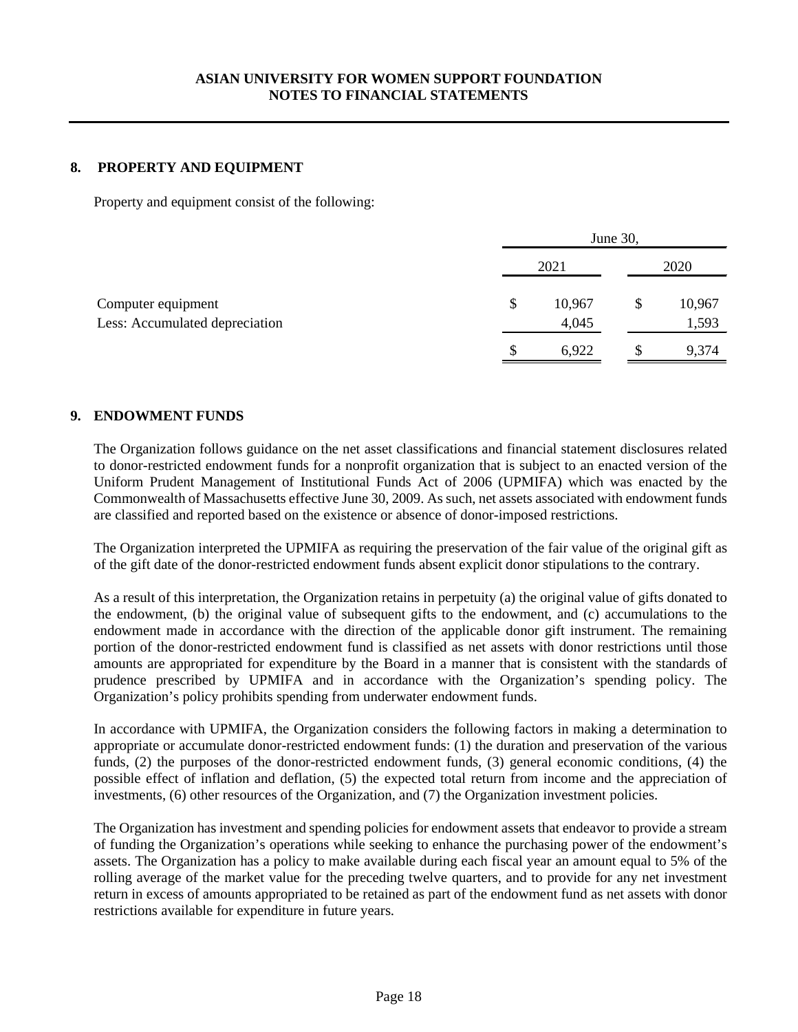## 8. PROPERTY AND EQUIPMENT

Property and equipment consist of the following:

| | June 30, 2021 | June 30, 2020 |
|---|---|---|
| Computer equipment | $ 10,967 | $ 10,967 |
| Less: Accumulated depreciation | 4,045 | 1,593 |
| | $ 6,922 | $ 9,374 |

## 9. ENDOWMENT FUNDS

The Organization follows guidance on the net asset classifications and financial statement disclosures related to donor-restricted endowment funds for a nonprofit organization that is subject to an enacted version of the Uniform Prudent Management of Institutional Funds Act of 2006 (UPMIFA) which was enacted by the Commonwealth of Massachusetts effective June 30, 2009. As such, net assets associated with endowment funds are classified and reported based on the existence or absence of donor-imposed restrictions.

The Organization interpreted the UPMIFA as requiring the preservation of the fair value of the original gift as of the gift date of the donor-restricted endowment funds absent explicit donor stipulations to the contrary.

As a result of this interpretation, the Organization retains in perpetuity (a) the original value of gifts donated to the endowment, (b) the original value of subsequent gifts to the endowment, and (c) accumulations to the endowment made in accordance with the direction of the applicable donor gift instrument. The remaining portion of the donor-restricted endowment fund is classified as net assets with donor restrictions until those amounts are appropriated for expenditure by the Board in a manner that is consistent with the standards of prudence prescribed by UPMIFA and in accordance with the Organization's spending policy. The Organization's policy prohibits spending from underwater endowment funds.

In accordance with UPMIFA, the Organization considers the following factors in making a determination to appropriate or accumulate donor-restricted endowment funds: (1) the duration and preservation of the various funds, (2) the purposes of the donor-restricted endowment funds, (3) general economic conditions, (4) the possible effect of inflation and deflation, (5) the expected total return from income and the appreciation of investments, (6) other resources of the Organization, and (7) the Organization investment policies.

The Organization has investment and spending policies for endowment assets that endeavor to provide a stream of funding the Organization's operations while seeking to enhance the purchasing power of the endowment's assets. The Organization has a policy to make available during each fiscal year an amount equal to 5% of the rolling average of the market value for the preceding twelve quarters, and to provide for any net investment return in excess of amounts appropriated to be retained as part of the endowment fund as net assets with donor restrictions available for expenditure in future years.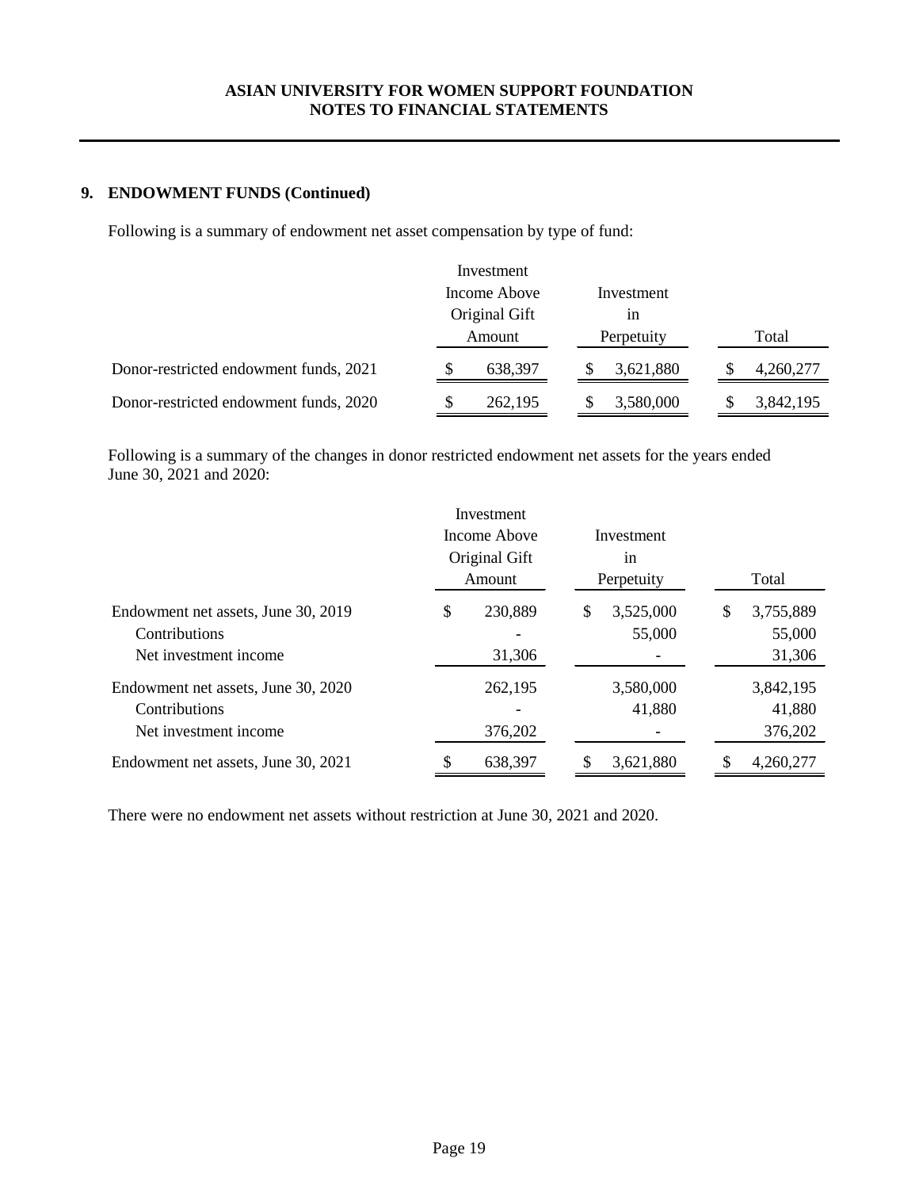## 9. ENDOWMENT FUNDS (Continued)

Following is a summary of endowment net asset compensation by type of fund:

| | Investment Income Above Original Gift Amount | Investment in Perpetuity | Total |
|---|---|---|---|
| Donor-restricted endowment funds, 2021 | $ 638,397 | $ 3,621,880 | $ 4,260,277 |
| Donor-restricted endowment funds, 2020 | $ 262,195 | $ 3,580,000 | $ 3,842,195 |

Following is a summary of the changes in donor restricted endowment net assets for the years ended June 30, 2021 and 2020:

| | Investment Income Above Original Gift Amount | Investment in Perpetuity | Total |
|---|---|---|---|
| Endowment net assets, June 30, 2019 | $ 230,889 | $ 3,525,000 | $ 3,755,889 |
| Contributions | - | 55,000 | 55,000 |
| Net investment income | 31,306 | - | 31,306 |
| Endowment net assets, June 30, 2020 | 262,195 | 3,580,000 | 3,842,195 |
| Contributions | - | 41,880 | 41,880 |
| Net investment income | 376,202 | - | 376,202 |
| Endowment net assets, June 30, 2021 | $ 638,397 | $ 3,621,880 | $ 4,260,277 |

There were no endowment net assets without restriction at June 30, 2021 and 2020.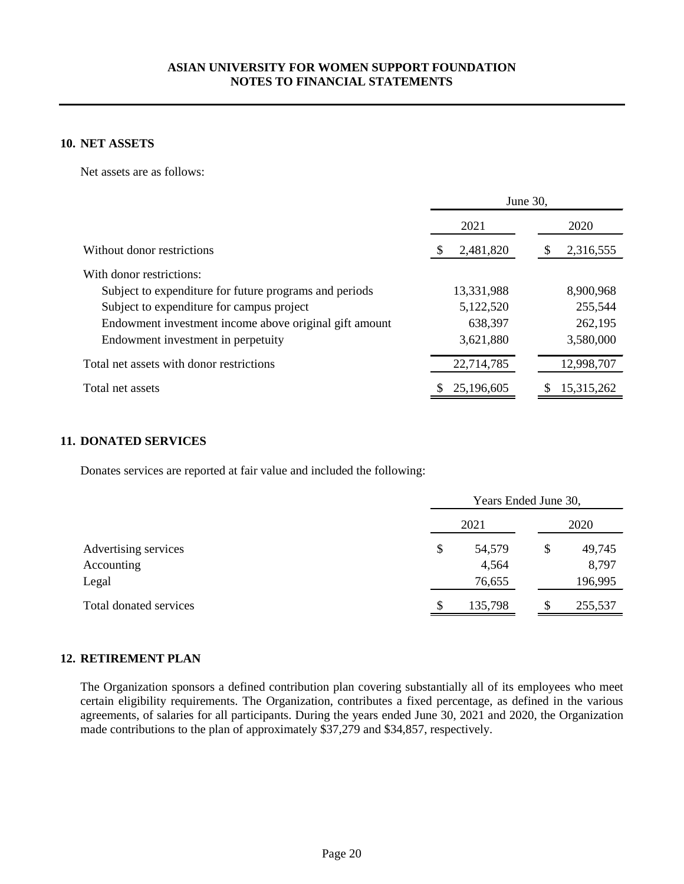## 10. NET ASSETS

Net assets are as follows:

| | June 30, | |
|---|---|---|
| | 2021 | 2020 |
| Without donor restrictions | $ 2,481,820 | $ 2,316,555 |
| With donor restrictions: | | |
| Subject to expenditure for future programs and periods | 13,331,988 | 8,900,968 |
| Subject to expenditure for campus project | 5,122,520 | 255,544 |
| Endowment investment income above original gift amount | 638,397 | 262,195 |
| Endowment investment in perpetuity | 3,621,880 | 3,580,000 |
| Total net assets with donor restrictions | 22,714,785 | 12,998,707 |
| Total net assets | $ 25,196,605 | $ 15,315,262 |

## 11. DONATED SERVICES

Donates services are reported at fair value and included the following:

| | Years Ended June 30, | |
|---|---|---|
| | 2021 | 2020 |
| Advertising services | $ 54,579 | $ 49,745 |
| Accounting | 4,564 | 8,797 |
| Legal | 76,655 | 196,995 |
| Total donated services | $ 135,798 | $ 255,537 |

## 12. RETIREMENT PLAN

The Organization sponsors a defined contribution plan covering substantially all of its employees who meet certain eligibility requirements. The Organization, contributes a fixed percentage, as defined in the various agreements, of salaries for all participants. During the years ended June 30, 2021 and 2020, the Organization made contributions to the plan of approximately $37,279 and $34,857, respectively.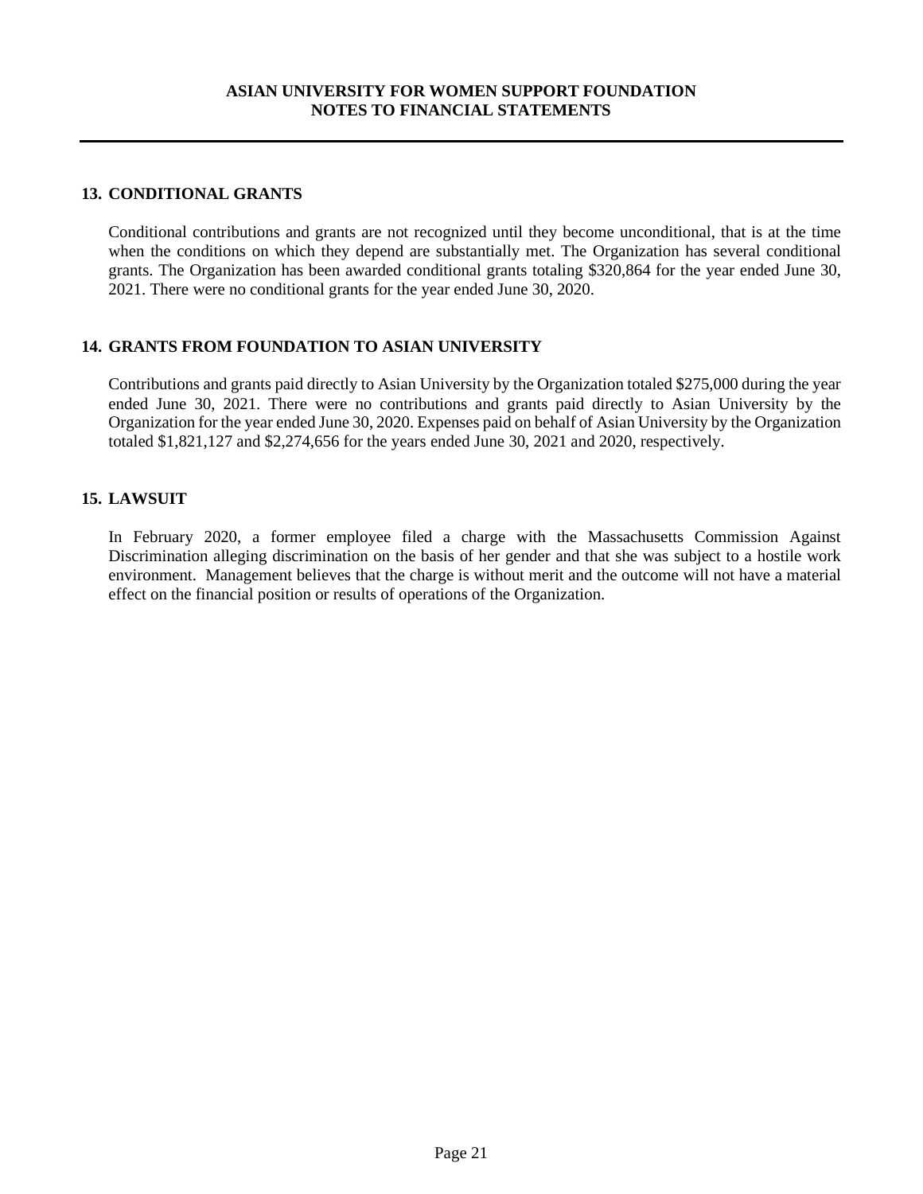## 13. CONDITIONAL GRANTS

Conditional contributions and grants are not recognized until they become unconditional, that is at the time when the conditions on which they depend are substantially met. The Organization has several conditional grants. The Organization has been awarded conditional grants totaling $320,864 for the year ended June 30, 2021. There were no conditional grants for the year ended June 30, 2020.

## 14. GRANTS FROM FOUNDATION TO ASIAN UNIVERSITY

Contributions and grants paid directly to Asian University by the Organization totaled $275,000 during the year ended June 30, 2021. There were no contributions and grants paid directly to Asian University by the Organization for the year ended June 30, 2020. Expenses paid on behalf of Asian University by the Organization totaled $1,821,127 and $2,274,656 for the years ended June 30, 2021 and 2020, respectively.

## 15. LAWSUIT

In February 2020, a former employee filed a charge with the Massachusetts Commission Against Discrimination alleging discrimination on the basis of her gender and that she was subject to a hostile work environment. Management believes that the charge is without merit and the outcome will not have a material effect on the financial position or results of operations of the Organization.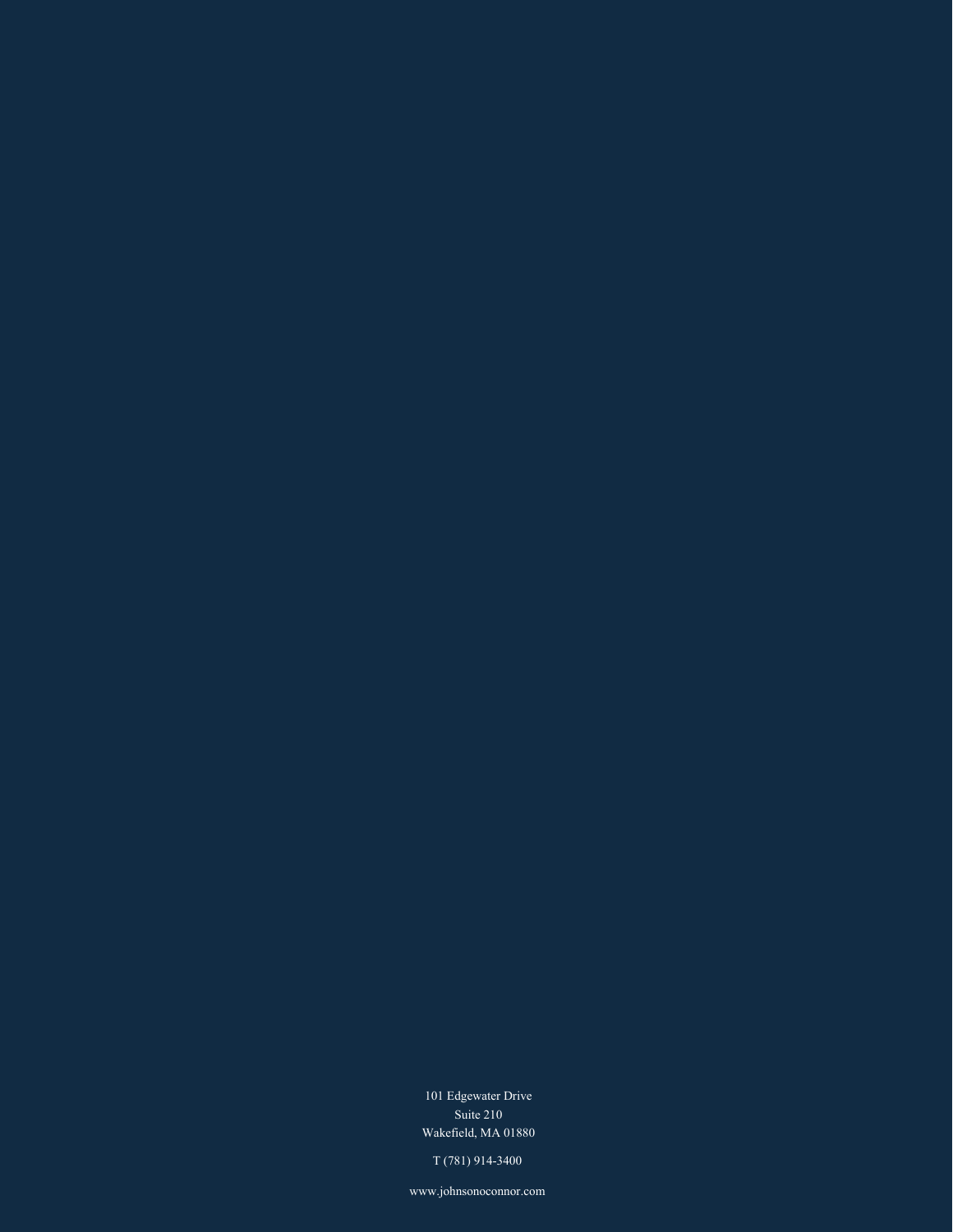101 Edgewater Drive
Suite 210
Wakefield, MA 01880

T (781) 914-3400

www.johnsonoconnor.com